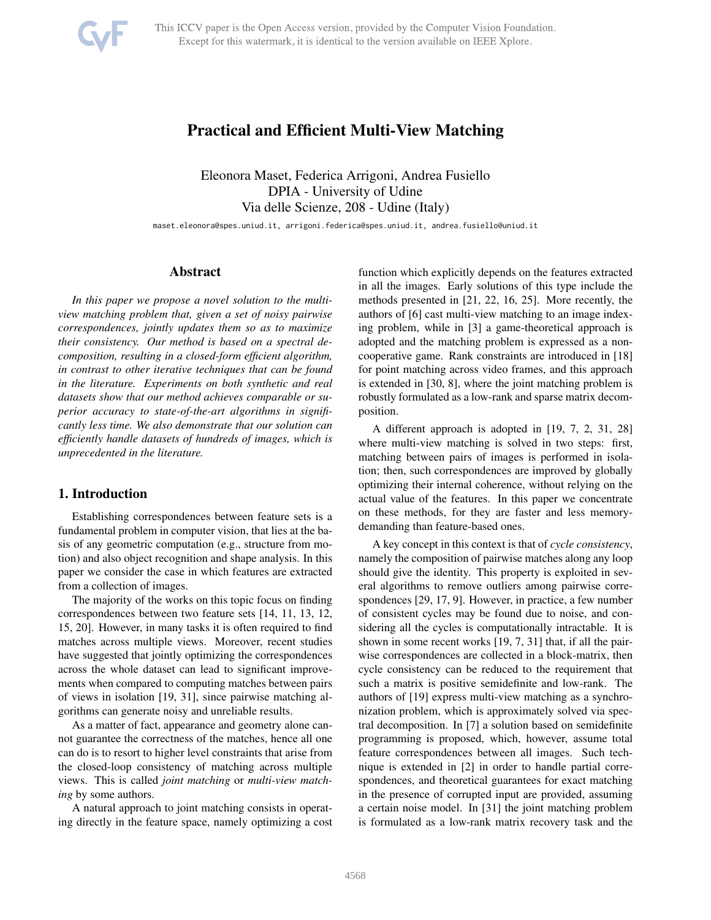# Practical and Efficient Multi-View Matching

Eleonora Maset, Federica Arrigoni, Andrea Fusiello
DPIA - University of Udine
Via delle Scienze, 208 - Udine (Italy)

maset.eleonora@spes.uniud.it, arrigoni.federica@spes.uniud.it, andrea.fusiello@uniud.it

## Abstract

*In this paper we propose a novel solution to the multi-view matching problem that, given a set of noisy pairwise correspondences, jointly updates them so as to maximize their consistency. Our method is based on a spectral decomposition, resulting in a closed-form efficient algorithm, in contrast to other iterative techniques that can be found in the literature. Experiments on both synthetic and real datasets show that our method achieves comparable or superior accuracy to state-of-the-art algorithms in significantly less time. We also demonstrate that our solution can efficiently handle datasets of hundreds of images, which is unprecedented in the literature.*

## 1. Introduction

Establishing correspondences between feature sets is a fundamental problem in computer vision, that lies at the basis of any geometric computation (e.g., structure from motion) and also object recognition and shape analysis. In this paper we consider the case in which features are extracted from a collection of images.

The majority of the works on this topic focus on finding correspondences between two feature sets [14, 11, 13, 12, 15, 20]. However, in many tasks it is often required to find matches across multiple views. Moreover, recent studies have suggested that jointly optimizing the correspondences across the whole dataset can lead to significant improvements when compared to computing matches between pairs of views in isolation [19, 31], since pairwise matching algorithms can generate noisy and unreliable results.

As a matter of fact, appearance and geometry alone cannot guarantee the correctness of the matches, hence all one can do is to resort to higher level constraints that arise from the closed-loop consistency of matching across multiple views. This is called *joint matching* or *multi-view matching* by some authors.

A natural approach to joint matching consists in operating directly in the feature space, namely optimizing a cost function which explicitly depends on the features extracted in all the images. Early solutions of this type include the methods presented in [21, 22, 16, 25]. More recently, the authors of [6] cast multi-view matching to an image indexing problem, while in [3] a game-theoretical approach is adopted and the matching problem is expressed as a non-cooperative game. Rank constraints are introduced in [18] for point matching across video frames, and this approach is extended in [30, 8], where the joint matching problem is robustly formulated as a low-rank and sparse matrix decomposition.

A different approach is adopted in [19, 7, 2, 31, 28] where multi-view matching is solved in two steps: first, matching between pairs of images is performed in isolation; then, such correspondences are improved by globally optimizing their internal coherence, without relying on the actual value of the features. In this paper we concentrate on these methods, for they are faster and less memory-demanding than feature-based ones.

A key concept in this context is that of *cycle consistency*, namely the composition of pairwise matches along any loop should give the identity. This property is exploited in several algorithms to remove outliers among pairwise correspondences [29, 17, 9]. However, in practice, a few number of consistent cycles may be found due to noise, and considering all the cycles is computationally intractable. It is shown in some recent works [19, 7, 31] that, if all the pairwise correspondences are collected in a block-matrix, then cycle consistency can be reduced to the requirement that such a matrix is positive semidefinite and low-rank. The authors of [19] express multi-view matching as a synchronization problem, which is approximately solved via spectral decomposition. In [7] a solution based on semidefinite programming is proposed, which, however, assume total feature correspondences between all images. Such technique is extended in [2] in order to handle partial correspondences, and theoretical guarantees for exact matching in the presence of corrupted input are provided, assuming a certain noise model. In [31] the joint matching problem is formulated as a low-rank matrix recovery task and the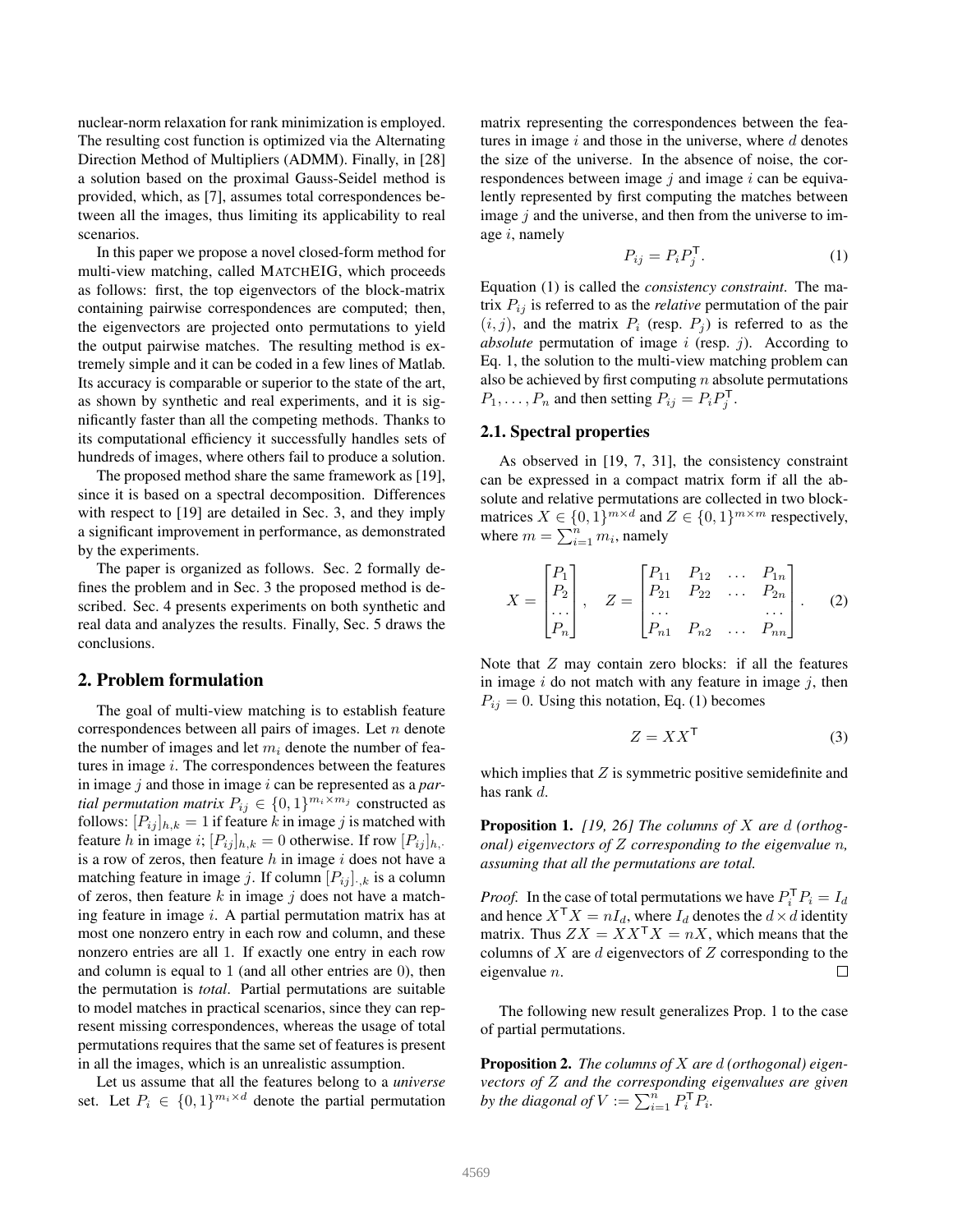nuclear-norm relaxation for rank minimization is employed. The resulting cost function is optimized via the Alternating Direction Method of Multipliers (ADMM). Finally, in [28] a solution based on the proximal Gauss-Seidel method is provided, which, as [7], assumes total correspondences between all the images, thus limiting its applicability to real scenarios.

In this paper we propose a novel closed-form method for multi-view matching, called MATCHEIG, which proceeds as follows: first, the top eigenvectors of the block-matrix containing pairwise correspondences are computed; then, the eigenvectors are projected onto permutations to yield the output pairwise matches. The resulting method is extremely simple and it can be coded in a few lines of Matlab. Its accuracy is comparable or superior to the state of the art, as shown by synthetic and real experiments, and it is significantly faster than all the competing methods. Thanks to its computational efficiency it successfully handles sets of hundreds of images, where others fail to produce a solution.

The proposed method share the same framework as [19], since it is based on a spectral decomposition. Differences with respect to [19] are detailed in Sec. 3, and they imply a significant improvement in performance, as demonstrated by the experiments.

The paper is organized as follows. Sec. 2 formally defines the problem and in Sec. 3 the proposed method is described. Sec. 4 presents experiments on both synthetic and real data and analyzes the results. Finally, Sec. 5 draws the conclusions.

## 2. Problem formulation

The goal of multi-view matching is to establish feature correspondences between all pairs of images. Let $n$ denote the number of images and let $m_i$ denote the number of features in image $i$. The correspondences between the features in image $j$ and those in image $i$ can be represented as a *partial permutation matrix* $P_{ij} \in \{0,1\}^{m_i \times m_j}$ constructed as follows: $[P_{ij}]_{h,k} = 1$ if feature $k$ in image $j$ is matched with feature $h$ in image $i$; $[P_{ij}]_{h,k} = 0$ otherwise. If row $[P_{ij}]_{h,\cdot}$ is a row of zeros, then feature $h$ in image $i$ does not have a matching feature in image $j$. If column $[P_{ij}]_{\cdot,k}$ is a column of zeros, then feature $k$ in image $j$ does not have a matching feature in image $i$. A partial permutation matrix has at most one nonzero entry in each row and column, and these nonzero entries are all 1. If exactly one entry in each row and column is equal to 1 (and all other entries are 0), then the permutation is *total*. Partial permutations are suitable to model matches in practical scenarios, since they can represent missing correspondences, whereas the usage of total permutations requires that the same set of features is present in all the images, which is an unrealistic assumption.

Let us assume that all the features belong to a *universe* set. Let $P_i \in \{0,1\}^{m_i \times d}$ denote the partial permutation matrix representing the correspondences between the features in image $i$ and those in the universe, where $d$ denotes the size of the universe. In the absence of noise, the correspondences between image $j$ and image $i$ can be equivalently represented by first computing the matches between image $j$ and the universe, and then from the universe to image $i$, namely

$$P_{ij} = P_i P_j^{\mathsf{T}}. \tag{1}$$

Equation (1) is called the *consistency constraint*. The matrix $P_{ij}$ is referred to as the *relative* permutation of the pair $(i,j)$, and the matrix $P_i$ (resp. $P_j$) is referred to as the *absolute* permutation of image $i$ (resp. $j$). According to Eq. 1, the solution to the multi-view matching problem can also be achieved by first computing $n$ absolute permutations $P_1, \ldots, P_n$ and then setting $P_{ij} = P_i P_j^{\mathsf{T}}$.

### 2.1. Spectral properties

As observed in [19, 7, 31], the consistency constraint can be expressed in a compact matrix form if all the absolute and relative permutations are collected in two block-matrices $X \in \{0,1\}^{m \times d}$ and $Z \in \{0,1\}^{m \times m}$ respectively, where $m = \sum_{i=1}^{n} m_i$, namely

$$X = \begin{bmatrix} P_1 \\ P_2 \\ \dots \\ P_n \end{bmatrix}, \quad Z = \begin{bmatrix} P_{11} & P_{12} & \dots & P_{1n} \\ P_{21} & P_{22} & \dots & P_{2n} \\ \dots & & & \dots \\ P_{n1} & P_{n2} & \dots & P_{nn} \end{bmatrix}. \tag{2}$$

Note that $Z$ may contain zero blocks: if all the features in image $i$ do not match with any feature in image $j$, then $P_{ij} = 0$. Using this notation, Eq. (1) becomes

$$Z = X X^{\mathsf{T}} \tag{3}$$

which implies that $Z$ is symmetric positive semidefinite and has rank $d$.

**Proposition 1.** *[19, 26] The columns of $X$ are $d$ (orthogonal) eigenvectors of $Z$ corresponding to the eigenvalue $n$, assuming that all the permutations are total.*

*Proof.* In the case of total permutations we have $P_i^{\mathsf{T}} P_i = I_d$ and hence $X^{\mathsf{T}} X = n I_d$, where $I_d$ denotes the $d \times d$ identity matrix. Thus $ZX = XX^{\mathsf{T}}X = nX$, which means that the columns of $X$ are $d$ eigenvectors of $Z$ corresponding to the eigenvalue $n$. □

The following new result generalizes Prop. 1 to the case of partial permutations.

**Proposition 2.** *The columns of $X$ are $d$ (orthogonal) eigenvectors of $Z$ and the corresponding eigenvalues are given by the diagonal of $V := \sum_{i=1}^{n} P_i^{\mathsf{T}} P_i$.*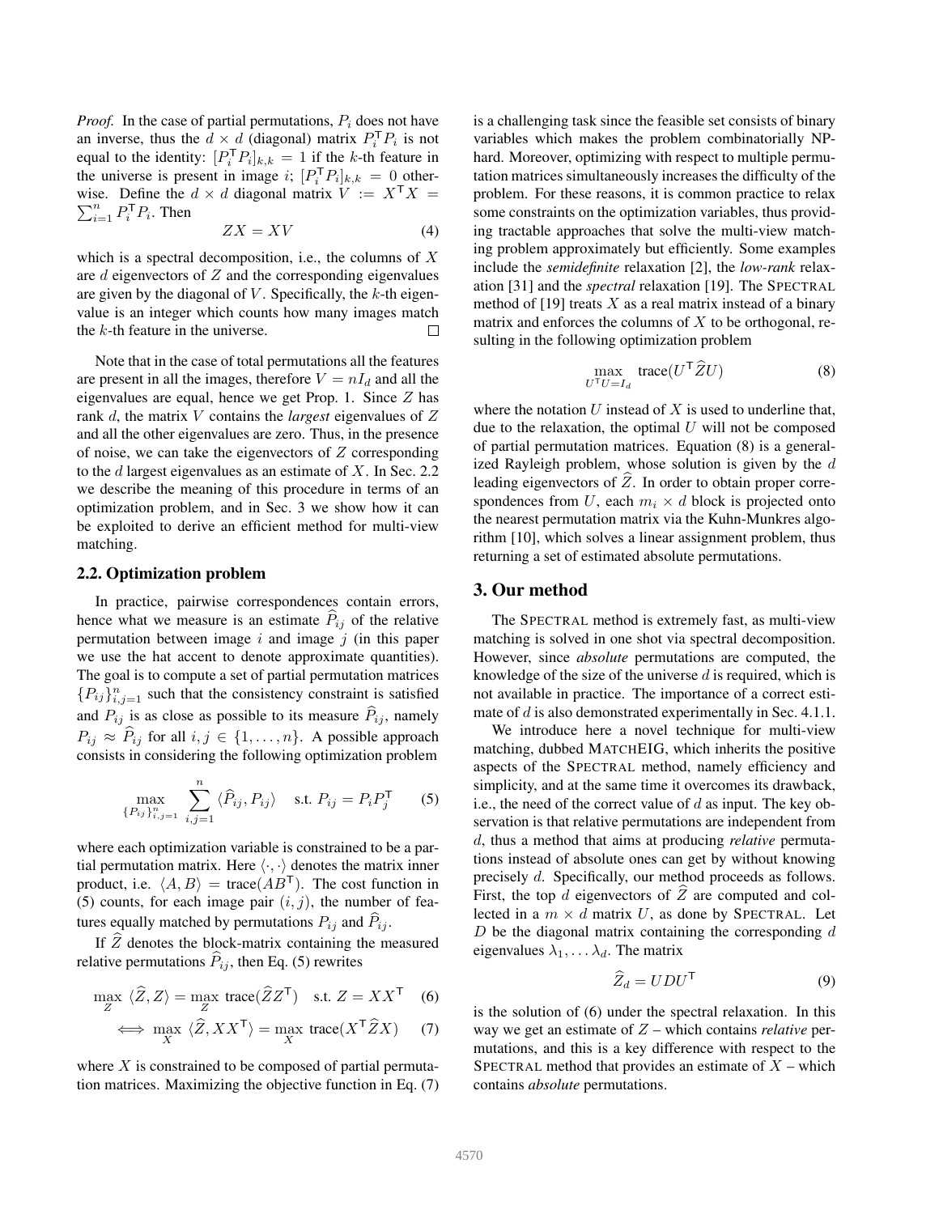*Proof.* In the case of partial permutations, $P_i$ does not have an inverse, thus the $d \times d$ (diagonal) matrix $P_i^\mathsf{T} P_i$ is not equal to the identity: $[P_i^\mathsf{T} P_i]_{k,k} = 1$ if the $k$-th feature in the universe is present in image $i$; $[P_i^\mathsf{T} P_i]_{k,k} = 0$ otherwise. Define the $d \times d$ diagonal matrix $V := X^\mathsf{T} X = \sum_{i=1}^n P_i^\mathsf{T} P_i$. Then

$$ZX = XV \tag{4}$$

which is a spectral decomposition, i.e., the columns of $X$ are $d$ eigenvectors of $Z$ and the corresponding eigenvalues are given by the diagonal of $V$. Specifically, the $k$-th eigenvalue is an integer which counts how many images match the $k$-th feature in the universe. □

Note that in the case of total permutations all the features are present in all the images, therefore $V = nI_d$ and all the eigenvalues are equal, hence we get Prop. 1. Since $Z$ has rank $d$, the matrix $V$ contains the *largest* eigenvalues of $Z$ and all the other eigenvalues are zero. Thus, in the presence of noise, we can take the eigenvectors of $Z$ corresponding to the $d$ largest eigenvalues as an estimate of $X$. In Sec. 2.2 we describe the meaning of this procedure in terms of an optimization problem, and in Sec. 3 we show how it can be exploited to derive an efficient method for multi-view matching.

### 2.2. Optimization problem

In practice, pairwise correspondences contain errors, hence what we measure is an estimate $\widehat{P}_{ij}$ of the relative permutation between image $i$ and image $j$ (in this paper we use the hat accent to denote approximate quantities). The goal is to compute a set of partial permutation matrices $\{P_{ij}\}_{i,j=1}^n$ such that the consistency constraint is satisfied and $P_{ij}$ is as close as possible to its measure $\widehat{P}_{ij}$, namely $P_{ij} \approx \widehat{P}_{ij}$ for all $i, j \in \{1, \dots, n\}$. A possible approach consists in considering the following optimization problem

$$\max_{\{P_{ij}\}_{i,j=1}^n} \sum_{i,j=1}^n \langle \widehat{P}_{ij}, P_{ij} \rangle \quad \text{s.t. } P_{ij} = P_i P_j^\mathsf{T} \tag{5}$$

where each optimization variable is constrained to be a partial permutation matrix. Here $\langle \cdot, \cdot \rangle$ denotes the matrix inner product, i.e. $\langle A, B \rangle = \text{trace}(AB^\mathsf{T})$. The cost function in (5) counts, for each image pair $(i, j)$, the number of features equally matched by permutations $P_{ij}$ and $\widehat{P}_{ij}$.

If $\widehat{Z}$ denotes the block-matrix containing the measured relative permutations $\widehat{P}_{ij}$, then Eq. (5) rewrites

$$\max_Z \langle \widehat{Z}, Z \rangle = \max_Z \text{trace}(\widehat{Z} Z^\mathsf{T}) \quad \text{s.t. } Z = XX^\mathsf{T} \tag{6}$$

$$\iff \max_X \langle \widehat{Z}, XX^\mathsf{T} \rangle = \max_X \text{trace}(X^\mathsf{T} \widehat{Z} X) \tag{7}$$

where $X$ is constrained to be composed of partial permutation matrices. Maximizing the objective function in Eq. (7) is a challenging task since the feasible set consists of binary variables which makes the problem combinatorially NP-hard. Moreover, optimizing with respect to multiple permutation matrices simultaneously increases the difficulty of the problem. For these reasons, it is common practice to relax some constraints on the optimization variables, thus providing tractable approaches that solve the multi-view matching problem approximately but efficiently. Some examples include the *semidefinite* relaxation [2], the *low-rank* relaxation [31] and the *spectral* relaxation [19]. The SPECTRAL method of [19] treats $X$ as a real matrix instead of a binary matrix and enforces the columns of $X$ to be orthogonal, resulting in the following optimization problem

$$\max_{U^\mathsf{T} U = I_d} \text{trace}(U^\mathsf{T} \widehat{Z} U) \tag{8}$$

where the notation $U$ instead of $X$ is used to underline that, due to the relaxation, the optimal $U$ will not be composed of partial permutation matrices. Equation (8) is a generalized Rayleigh problem, whose solution is given by the $d$ leading eigenvectors of $\widehat{Z}$. In order to obtain proper correspondences from $U$, each $m_i \times d$ block is projected onto the nearest permutation matrix via the Kuhn-Munkres algorithm [10], which solves a linear assignment problem, thus returning a set of estimated absolute permutations.

## 3. Our method

The SPECTRAL method is extremely fast, as multi-view matching is solved in one shot via spectral decomposition. However, since *absolute* permutations are computed, the knowledge of the size of the universe $d$ is required, which is not available in practice. The importance of a correct estimate of $d$ is also demonstrated experimentally in Sec. 4.1.1.

We introduce here a novel technique for multi-view matching, dubbed MATCHEIG, which inherits the positive aspects of the SPECTRAL method, namely efficiency and simplicity, and at the same time it overcomes its drawback, i.e., the need of the correct value of $d$ as input. The key observation is that relative permutations are independent from $d$, thus a method that aims at producing *relative* permutations instead of absolute ones can get by without knowing precisely $d$. Specifically, our method proceeds as follows. First, the top $d$ eigenvectors of $\widehat{Z}$ are computed and collected in a $m \times d$ matrix $U$, as done by SPECTRAL. Let $D$ be the diagonal matrix containing the corresponding $d$ eigenvalues $\lambda_1, \dots \lambda_d$. The matrix

$$\widehat{Z}_d = UDU^\mathsf{T} \tag{9}$$

is the solution of (6) under the spectral relaxation. In this way we get an estimate of $Z$ – which contains *relative* permutations, and this is a key difference with respect to the SPECTRAL method that provides an estimate of $X$ – which contains *absolute* permutations.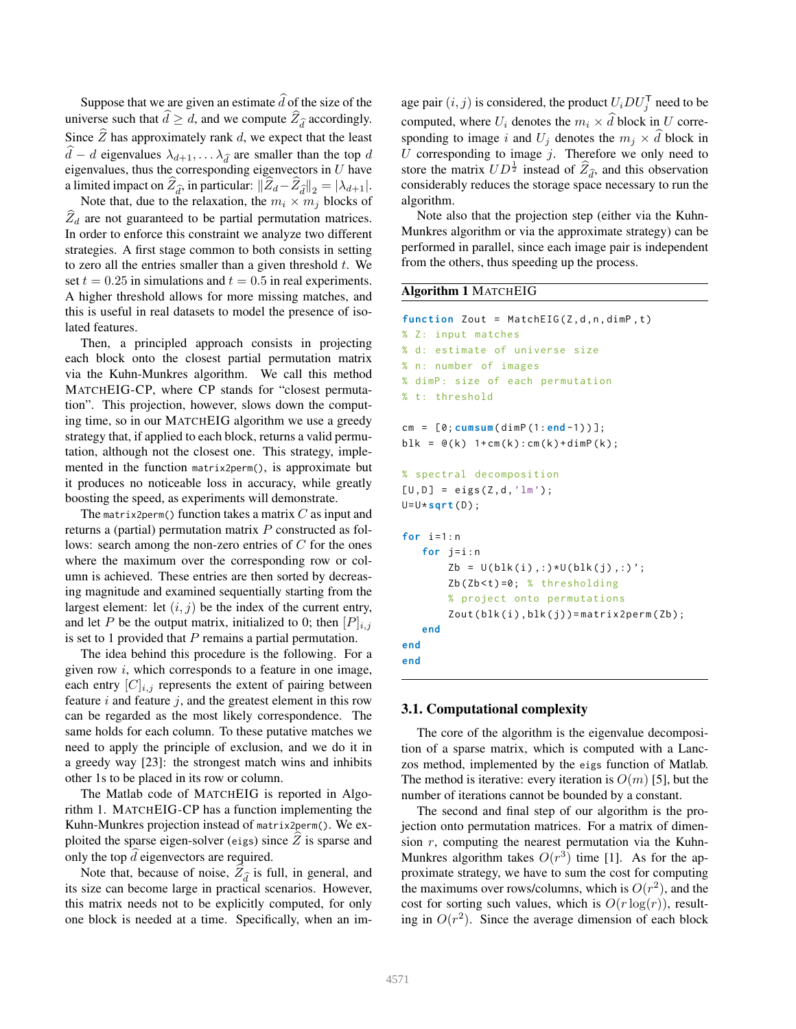Suppose that we are given an estimate $\widehat{d}$ of the size of the universe such that $\widehat{d} \geq d$, and we compute $\widehat{Z}_{\widehat{d}}$ accordingly. Since $\widehat{Z}$ has approximately rank $d$, we expect that the least $\widehat{d} - d$ eigenvalues $\lambda_{d+1}, \ldots \lambda_{\widehat{d}}$ are smaller than the top $d$ eigenvalues, thus the corresponding eigenvectors in $U$ have a limited impact on $\widehat{Z}_{\widehat{d}}$, in particular: $\|\widehat{Z}_d - \widehat{Z}_{\widehat{d}}\|_2 = |\lambda_{d+1}|$.

Note that, due to the relaxation, the $m_i \times m_j$ blocks of $\widehat{Z}_d$ are not guaranteed to be partial permutation matrices. In order to enforce this constraint we analyze two different strategies. A first stage common to both consists in setting to zero all the entries smaller than a given threshold $t$. We set $t = 0.25$ in simulations and $t = 0.5$ in real experiments. A higher threshold allows for more missing matches, and this is useful in real datasets to model the presence of isolated features.

Then, a principled approach consists in projecting each block onto the closest partial permutation matrix via the Kuhn-Munkres algorithm. We call this method MatchEIG-CP, where CP stands for "closest permutation". This projection, however, slows down the computing time, so in our MatchEIG algorithm we use a greedy strategy that, if applied to each block, returns a valid permutation, although not the closest one. This strategy, implemented in the function `matrix2perm()`, is approximate but it produces no noticeable loss in accuracy, while greatly boosting the speed, as experiments will demonstrate.

The `matrix2perm()` function takes a matrix $C$ as input and returns a (partial) permutation matrix $P$ constructed as follows: search among the non-zero entries of $C$ for the ones where the maximum over the corresponding row or column is achieved. These entries are then sorted by decreasing magnitude and examined sequentially starting from the largest element: let $(i, j)$ be the index of the current entry, and let $P$ be the output matrix, initialized to 0; then $[P]_{i,j}$ is set to 1 provided that $P$ remains a partial permutation.

The idea behind this procedure is the following. For a given row $i$, which corresponds to a feature in one image, each entry $[C]_{i,j}$ represents the extent of pairing between feature $i$ and feature $j$, and the greatest element in this row can be regarded as the most likely correspondence. The same holds for each column. To these putative matches we need to apply the principle of exclusion, and we do it in a greedy way [23]: the strongest match wins and inhibits other 1s to be placed in its row or column.

The Matlab code of MatchEIG is reported in Algorithm 1. MatchEIG-CP has a function implementing the Kuhn-Munkres projection instead of `matrix2perm()`. We exploited the sparse eigen-solver (`eigs`) since $\widehat{Z}$ is sparse and only the top $\widehat{d}$ eigenvectors are required.

Note that, because of noise, $\widehat{Z}_{\widehat{d}}$ is full, in general, and its size can become large in practical scenarios. However, this matrix needs not to be explicitly computed, for only one block is needed at a time. Specifically, when an image pair $(i, j)$ is considered, the product $U_i D U_j^{\mathsf{T}}$ need to be computed, where $U_i$ denotes the $m_i \times \widehat{d}$ block in $U$ corresponding to image $i$ and $U_j$ denotes the $m_j \times \widehat{d}$ block in $U$ corresponding to image $j$. Therefore we only need to store the matrix $UD^{\frac{1}{2}}$ instead of $\widehat{Z}_{\widehat{d}}$, and this observation considerably reduces the storage space necessary to run the algorithm.

Note also that the projection step (either via the Kuhn-Munkres algorithm or via the approximate strategy) can be performed in parallel, since each image pair is independent from the others, thus speeding up the process.

**Algorithm 1** MatchEIG

```
function Zout = MatchEIG(Z,d,n,dimP,t)
% Z: input matches
% d: estimate of universe size
% n: number of images
% dimP: size of each permutation
% t: threshold

cm = [0;cumsum(dimP(1:end-1))];
blk = @(k) 1+cm(k):cm(k)+dimP(k);

% spectral decomposition
[U,D] = eigs(Z,d,'lm');
U=U*sqrt(D);

for i=1:n
   for j=i:n
       Zb = U(blk(i),:)*U(blk(j),:)';
       Zb(Zb<t)=0; % thresholding
       % project onto permutations
       Zout(blk(i),blk(j))=matrix2perm(Zb);
   end
end
end
```

### 3.1. Computational complexity

The core of the algorithm is the eigenvalue decomposition of a sparse matrix, which is computed with a Lanczos method, implemented by the `eigs` function of Matlab. The method is iterative: every iteration is $O(m)$ [5], but the number of iterations cannot be bounded by a constant.

The second and final step of our algorithm is the projection onto permutation matrices. For a matrix of dimension $r$, computing the nearest permutation via the Kuhn-Munkres algorithm takes $O(r^3)$ time [1]. As for the approximate strategy, we have to sum the cost for computing the maximums over rows/columns, which is $O(r^2)$, and the cost for sorting such values, which is $O(r \log(r))$, resulting in $O(r^2)$. Since the average dimension of each block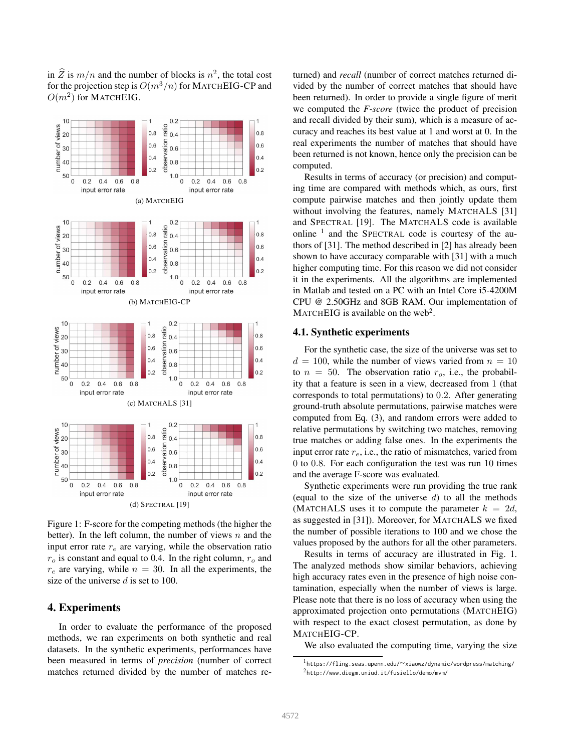in $\widehat{Z}$ is $m/n$ and the number of blocks is $n^2$, the total cost for the projection step is $O(m^3/n)$ for MATCHEIG-CP and $O(m^2)$ for MATCHEIG.

(a) MATCHEIG

(b) MATCHEIG-CP

(c) MATCHALS [31]

(d) SPECTRAL [19]

Figure 1: F-score for the competing methods (the higher the better). In the left column, the number of views $n$ and the input error rate $r_e$ are varying, while the observation ratio $r_o$ is constant and equal to 0.4. In the right column, $r_o$ and $r_e$ are varying, while $n = 30$. In all the experiments, the size of the universe $d$ is set to 100.

# 4. Experiments

In order to evaluate the performance of the proposed methods, we ran experiments on both synthetic and real datasets. In the synthetic experiments, performances have been measured in terms of *precision* (number of correct matches returned divided by the number of matches returned) and *recall* (number of correct matches returned divided by the number of correct matches that should have been returned). In order to provide a single figure of merit we computed the *F-score* (twice the product of precision and recall divided by their sum), which is a measure of accuracy and reaches its best value at 1 and worst at 0. In the real experiments the number of matches that should have been returned is not known, hence only the precision can be computed.

Results in terms of accuracy (or precision) and computing time are compared with methods which, as ours, first compute pairwise matches and then jointly update them without involving the features, namely MATCHALS [31] and SPECTRAL [19]. The MATCHALS code is available online [1] and the SPECTRAL code is courtesy of the authors of [31]. The method described in [2] has already been shown to have accuracy comparable with [31] with a much higher computing time. For this reason we did not consider it in the experiments. All the algorithms are implemented in Matlab and tested on a PC with an Intel Core i5-4200M CPU @ 2.50GHz and 8GB RAM. Our implementation of MATCHEIG is available on the web[2].

## 4.1. Synthetic experiments

For the synthetic case, the size of the universe was set to $d = 100$, while the number of views varied from $n = 10$ to $n = 50$. The observation ratio $r_o$, i.e., the probability that a feature is seen in a view, decreased from 1 (that corresponds to total permutations) to 0.2. After generating ground-truth absolute permutations, pairwise matches were computed from Eq. (3), and random errors were added to relative permutations by switching two matches, removing true matches or adding false ones. In the experiments the input error rate $r_e$, i.e., the ratio of mismatches, varied from 0 to 0.8. For each configuration the test was run 10 times and the average F-score was evaluated.

Synthetic experiments were run providing the true rank (equal to the size of the universe $d$) to all the methods (MATCHALS uses it to compute the parameter $k = 2d$, as suggested in [31]). Moreover, for MATCHALS we fixed the number of possible iterations to 100 and we chose the values proposed by the authors for all the other parameters.

Results in terms of accuracy are illustrated in Fig. 1. The analyzed methods show similar behaviors, achieving high accuracy rates even in the presence of high noise contamination, especially when the number of views is large. Please note that there is no loss of accuracy when using the approximated projection onto permutations (MATCHEIG) with respect to the exact closest permutation, as done by MATCHEIG-CP.

We also evaluated the computing time, varying the size

[1] https://fling.seas.upenn.edu/~xiaowz/dynamic/wordpress/matching/

[2] http://www.diegm.uniud.it/fusiello/demo/mvm/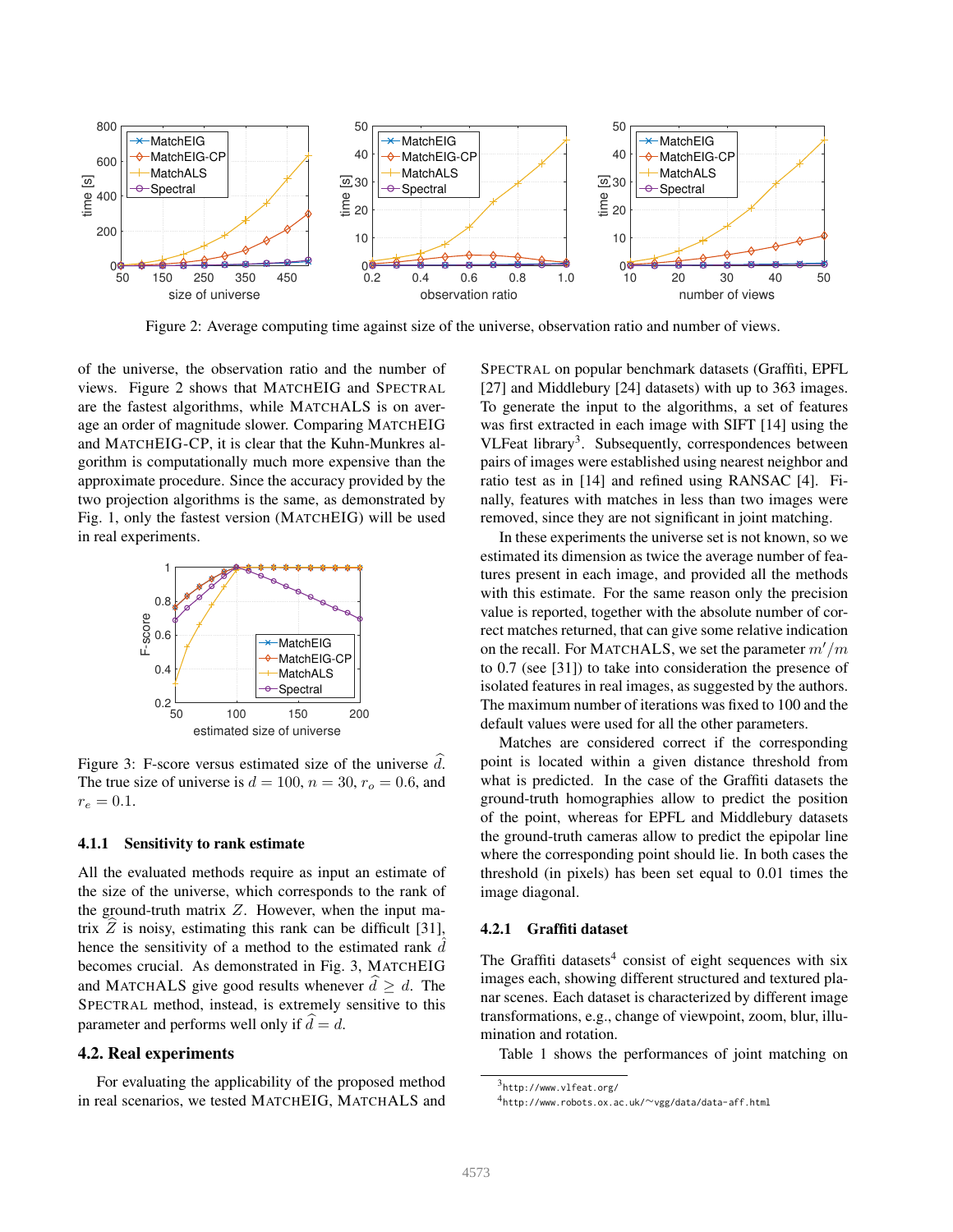Figure 2: Average computing time against size of the universe, observation ratio and number of views.

of the universe, the observation ratio and the number of views. Figure 2 shows that MATCHEIG and SPECTRAL are the fastest algorithms, while MATCHALS is on average an order of magnitude slower. Comparing MATCHEIG and MATCHEIG-CP, it is clear that the Kuhn-Munkres algorithm is computationally much more expensive than the approximate procedure. Since the accuracy provided by the two projection algorithms is the same, as demonstrated by Fig. 1, only the fastest version (MATCHEIG) will be used in real experiments.

Figure 3: F-score versus estimated size of the universe $\widehat{d}$. The true size of universe is $d = 100$, $n = 30$, $r_o = 0.6$, and $r_e = 0.1$.

#### 4.1.1 Sensitivity to rank estimate

All the evaluated methods require as input an estimate of the size of the universe, which corresponds to the rank of the ground-truth matrix $Z$. However, when the input matrix $\widehat{Z}$ is noisy, estimating this rank can be difficult [31], hence the sensitivity of a method to the estimated rank $\widehat{d}$ becomes crucial. As demonstrated in Fig. 3, MATCHEIG and MATCHALS give good results whenever $\widehat{d} \geq d$. The SPECTRAL method, instead, is extremely sensitive to this parameter and performs well only if $\widehat{d} = d$.

### 4.2. Real experiments

For evaluating the applicability of the proposed method in real scenarios, we tested MATCHEIG, MATCHALS and SPECTRAL on popular benchmark datasets (Graffiti, EPFL [27] and Middlebury [24] datasets) with up to 363 images. To generate the input to the algorithms, a set of features was first extracted in each image with SIFT [14] using the VLFeat library[3]. Subsequently, correspondences between pairs of images were established using nearest neighbor and ratio test as in [14] and refined using RANSAC [4]. Finally, features with matches in less than two images were removed, since they are not significant in joint matching.

In these experiments the universe set is not known, so we estimated its dimension as twice the average number of features present in each image, and provided all the methods with this estimate. For the same reason only the precision value is reported, together with the absolute number of correct matches returned, that can give some relative indication on the recall. For MATCHALS, we set the parameter $m'/m$ to 0.7 (see [31]) to take into consideration the presence of isolated features in real images, as suggested by the authors. The maximum number of iterations was fixed to 100 and the default values were used for all the other parameters.

Matches are considered correct if the corresponding point is located within a given distance threshold from what is predicted. In the case of the Graffiti datasets the ground-truth homographies allow to predict the position of the point, whereas for EPFL and Middlebury datasets the ground-truth cameras allow to predict the epipolar line where the corresponding point should lie. In both cases the threshold (in pixels) has been set equal to 0.01 times the image diagonal.

#### 4.2.1 Graffiti dataset

The Graffiti datasets[4] consist of eight sequences with six images each, showing different structured and textured planar scenes. Each dataset is characterized by different image transformations, e.g., change of viewpoint, zoom, blur, illumination and rotation.

Table 1 shows the performances of joint matching on

[3] http://www.vlfeat.org/

[4] http://www.robots.ox.ac.uk/~vgg/data/data-aff.html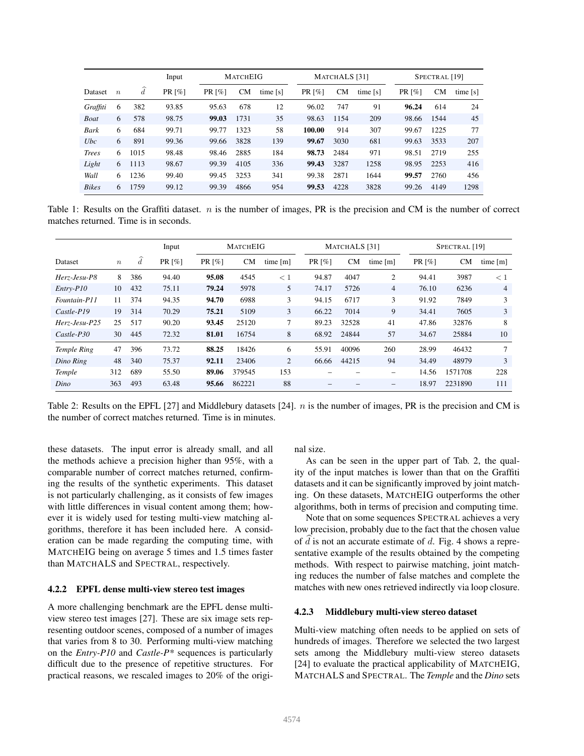| Dataset | $n$ | $\widehat{d}$ | Input | MATCHEIG | | | MATCHALS [31] | | | SPECTRAL [19] | | |
|---|---|---|---|---|---|---|---|---|---|---|---|---|
| | | | PR [%] | PR [%] | CM | time [s] | PR [%] | CM | time [s] | PR [%] | CM | time [s] |
| *Graffiti* | 6 | 382 | 93.85 | 95.63 | 678 | 12 | 96.02 | 747 | 91 | **96.24** | 614 | 24 |
| *Boat* | 6 | 578 | 98.75 | **99.03** | 1731 | 35 | 98.63 | 1154 | 209 | 98.66 | 1544 | 45 |
| *Bark* | 6 | 684 | 99.71 | 99.77 | 1323 | 58 | **100.00** | 914 | 307 | 99.67 | 1225 | 77 |
| *Ubc* | 6 | 891 | 99.36 | 99.66 | 3828 | 139 | **99.67** | 3030 | 681 | 99.63 | 3533 | 207 |
| *Trees* | 6 | 1015 | 98.48 | 98.46 | 2885 | 184 | **98.73** | 2484 | 971 | 98.51 | 2719 | 255 |
| *Light* | 6 | 1113 | 98.67 | 99.39 | 4105 | 336 | **99.43** | 3287 | 1258 | 98.95 | 2253 | 416 |
| *Wall* | 6 | 1236 | 99.40 | 99.45 | 3253 | 341 | 99.38 | 2871 | 1644 | **99.57** | 2760 | 456 |
| *Bikes* | 6 | 1759 | 99.12 | 99.39 | 4866 | 954 | **99.53** | 4228 | 3828 | 99.26 | 4149 | 1298 |

Table 1: Results on the Graffiti dataset. $n$ is the number of images, PR is the precision and CM is the number of correct matches returned. Time is in seconds.

| Dataset | $n$ | $\widehat{d}$ | Input | MATCHEIG | | | MATCHALS [31] | | | SPECTRAL [19] | | |
|---|---|---|---|---|---|---|---|---|---|---|---|---|
| | | | PR [%] | PR [%] | CM | time [m] | PR [%] | CM | time [m] | PR [%] | CM | time [m] |
| *Herz-Jesu-P8* | 8 | 386 | 94.40 | **95.08** | 4545 | $< 1$ | 94.87 | 4047 | 2 | 94.41 | 3987 | $< 1$ |
| *Entry-P10* | 10 | 432 | 75.11 | **79.24** | 5978 | 5 | 74.17 | 5726 | 4 | 76.10 | 6236 | 4 |
| *Fountain-P11* | 11 | 374 | 94.35 | **94.70** | 6988 | 3 | 94.15 | 6717 | 3 | 91.92 | 7849 | 3 |
| *Castle-P19* | 19 | 314 | 70.29 | **75.21** | 5109 | 3 | 66.22 | 7014 | 9 | 34.41 | 7605 | 3 |
| *Herz-Jesu-P25* | 25 | 517 | 90.20 | **93.45** | 25120 | 7 | 89.23 | 32528 | 41 | 47.86 | 32876 | 8 |
| *Castle-P30* | 30 | 445 | 72.32 | **81.01** | 16754 | 8 | 68.92 | 24844 | 57 | 34.67 | 25884 | 10 |
| *Temple Ring* | 47 | 396 | 73.72 | **88.25** | 18426 | 6 | 55.91 | 40096 | 260 | 28.99 | 46432 | 7 |
| *Dino Ring* | 48 | 340 | 75.37 | **92.11** | 23406 | 2 | 66.66 | 44215 | 94 | 34.49 | 48979 | 3 |
| *Temple* | 312 | 689 | 55.50 | **89.06** | 379545 | 153 | – | – | – | 14.56 | 1571708 | 228 |
| *Dino* | 363 | 493 | 63.48 | **95.66** | 862221 | 88 | – | – | – | 18.97 | 2231890 | 111 |

Table 2: Results on the EPFL [27] and Middlebury datasets [24]. $n$ is the number of images, PR is the precision and CM is the number of correct matches returned. Time is in minutes.

these datasets. The input error is already small, and all the methods achieve a precision higher than 95%, with a comparable number of correct matches returned, confirming the results of the synthetic experiments. This dataset is not particularly challenging, as it consists of few images with little differences in visual content among them; however it is widely used for testing multi-view matching algorithms, therefore it has been included here. A consideration can be made regarding the computing time, with MATCHEIG being on average 5 times and 1.5 times faster than MATCHALS and SPECTRAL, respectively.

#### 4.2.2 EPFL dense multi-view stereo test images

A more challenging benchmark are the EPFL dense multi-view stereo test images [27]. These are six image sets representing outdoor scenes, composed of a number of images that varies from 8 to 30. Performing multi-view matching on the *Entry-P10* and *Castle-P\** sequences is particularly difficult due to the presence of repetitive structures. For practical reasons, we rescaled images to 20% of the original size.

As can be seen in the upper part of Tab. 2, the quality of the input matches is lower than that on the Graffiti datasets and it can be significantly improved by joint matching. On these datasets, MATCHEIG outperforms the other algorithms, both in terms of precision and computing time.

Note that on some sequences SPECTRAL achieves a very low precision, probably due to the fact that the chosen value of $\widehat{d}$ is not an accurate estimate of $d$. Fig. 4 shows a representative example of the results obtained by the competing methods. With respect to pairwise matching, joint matching reduces the number of false matches and complete the matches with new ones retrieved indirectly via loop closure.

#### 4.2.3 Middlebury multi-view stereo dataset

Multi-view matching often needs to be applied on sets of hundreds of images. Therefore we selected the two largest sets among the Middlebury multi-view stereo datasets [24] to evaluate the practical applicability of MATCHEIG, MATCHALS and SPECTRAL. The *Temple* and the *Dino* sets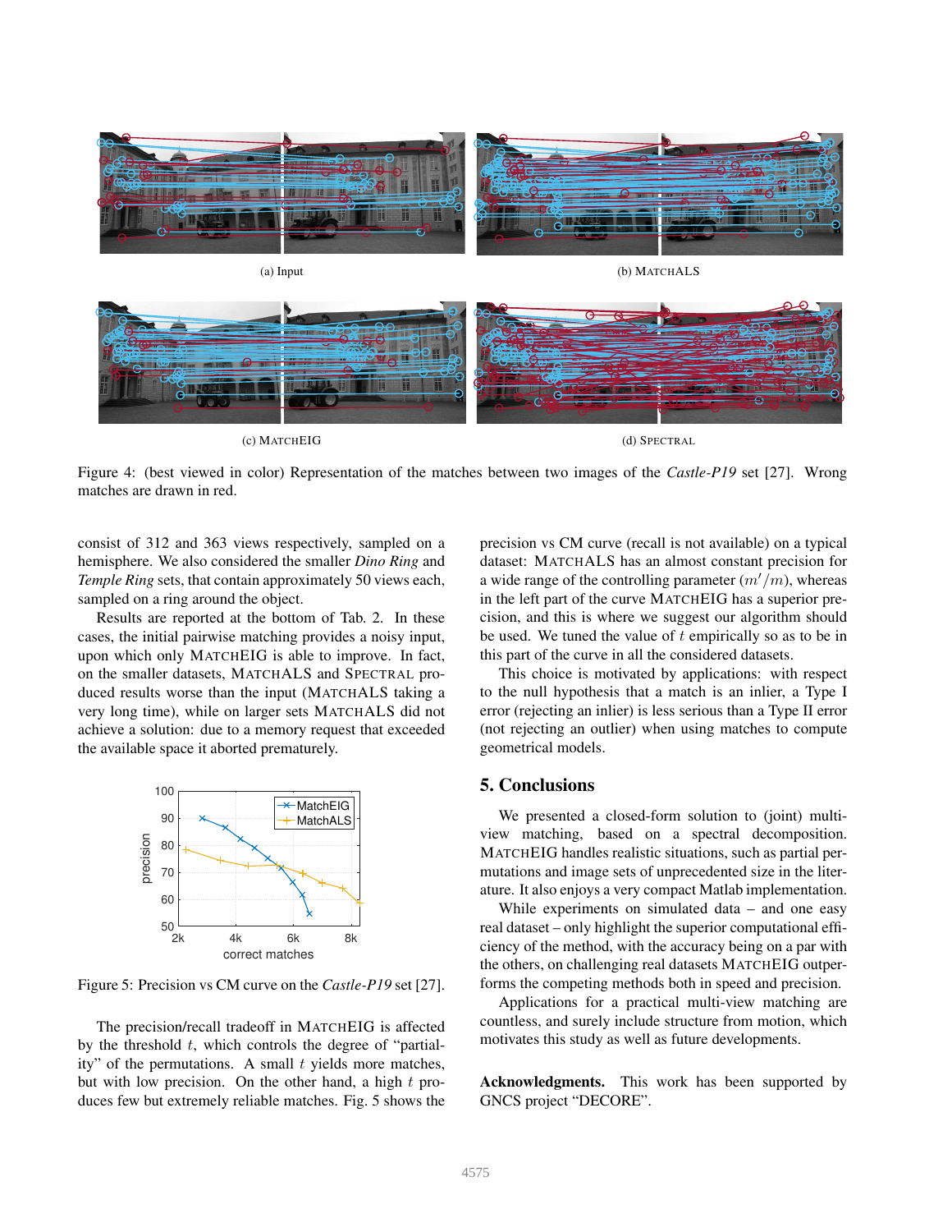(a) Input

(b) MATCHALS

(c) MATCHEIG

(d) SPECTRAL

Figure 4: (best viewed in color) Representation of the matches between two images of the *Castle-P19* set [27]. Wrong matches are drawn in red.

consist of 312 and 363 views respectively, sampled on a hemisphere. We also considered the smaller *Dino Ring* and *Temple Ring* sets, that contain approximately 50 views each, sampled on a ring around the object.

Results are reported at the bottom of Tab. 2. In these cases, the initial pairwise matching provides a noisy input, upon which only MATCHEIG is able to improve. In fact, on the smaller datasets, MATCHALS and SPECTRAL produced results worse than the input (MATCHALS taking a very long time), while on larger sets MATCHALS did not achieve a solution: due to a memory request that exceeded the available space it aborted prematurely.

Figure 5: Precision vs CM curve on the *Castle-P19* set [27].

The precision/recall tradeoff in MATCHEIG is affected by the threshold $t$, which controls the degree of "partiality" of the permutations. A small $t$ yields more matches, but with low precision. On the other hand, a high $t$ produces few but extremely reliable matches. Fig. 5 shows the precision vs CM curve (recall is not available) on a typical dataset: MATCHALS has an almost constant precision for a wide range of the controlling parameter ($m'/m$), whereas in the left part of the curve MATCHEIG has a superior precision, and this is where we suggest our algorithm should be used. We tuned the value of $t$ empirically so as to be in this part of the curve in all the considered datasets.

This choice is motivated by applications: with respect to the null hypothesis that a match is an inlier, a Type I error (rejecting an inlier) is less serious than a Type II error (not rejecting an outlier) when using matches to compute geometrical models.

## 5. Conclusions

We presented a closed-form solution to (joint) multi-view matching, based on a spectral decomposition. MATCHEIG handles realistic situations, such as partial permutations and image sets of unprecedented size in the literature. It also enjoys a very compact Matlab implementation.

While experiments on simulated data – and one easy real dataset – only highlight the superior computational efficiency of the method, with the accuracy being on a par with the others, on challenging real datasets MATCHEIG outperforms the competing methods both in speed and precision.

Applications for a practical multi-view matching are countless, and surely include structure from motion, which motivates this study as well as future developments.

**Acknowledgments.** This work has been supported by GNCS project "DECORE".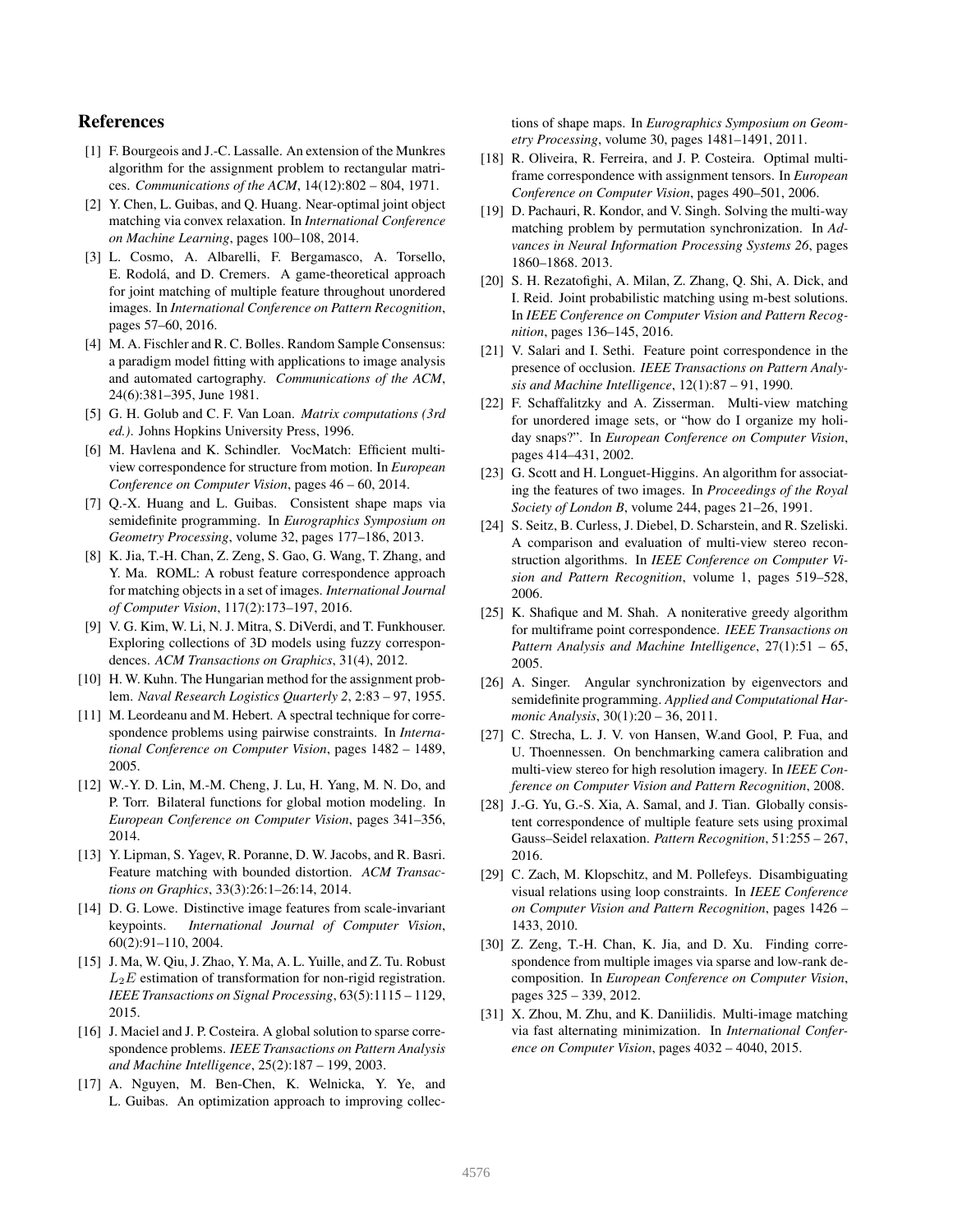## References

[1] F. Bourgeois and J.-C. Lassalle. An extension of the Munkres algorithm for the assignment problem to rectangular matrices. *Communications of the ACM*, 14(12):802 – 804, 1971.

[2] Y. Chen, L. Guibas, and Q. Huang. Near-optimal joint object matching via convex relaxation. In *International Conference on Machine Learning*, pages 100–108, 2014.

[3] L. Cosmo, A. Albarelli, F. Bergamasco, A. Torsello, E. Rodolá, and D. Cremers. A game-theoretical approach for joint matching of multiple feature throughout unordered images. In *International Conference on Pattern Recognition*, pages 57–60, 2016.

[4] M. A. Fischler and R. C. Bolles. Random Sample Consensus: a paradigm model fitting with applications to image analysis and automated cartography. *Communications of the ACM*, 24(6):381–395, June 1981.

[5] G. H. Golub and C. F. Van Loan. *Matrix computations (3rd ed.)*. Johns Hopkins University Press, 1996.

[6] M. Havlena and K. Schindler. VocMatch: Efficient multiview correspondence for structure from motion. In *European Conference on Computer Vision*, pages 46 – 60, 2014.

[7] Q.-X. Huang and L. Guibas. Consistent shape maps via semidefinite programming. In *Eurographics Symposium on Geometry Processing*, volume 32, pages 177–186, 2013.

[8] K. Jia, T.-H. Chan, Z. Zeng, S. Gao, G. Wang, T. Zhang, and Y. Ma. ROML: A robust feature correspondence approach for matching objects in a set of images. *International Journal of Computer Vision*, 117(2):173–197, 2016.

[9] V. G. Kim, W. Li, N. J. Mitra, S. DiVerdi, and T. Funkhouser. Exploring collections of 3D models using fuzzy correspondences. *ACM Transactions on Graphics*, 31(4), 2012.

[10] H. W. Kuhn. The Hungarian method for the assignment problem. *Naval Research Logistics Quarterly 2*, 2:83 – 97, 1955.

[11] M. Leordeanu and M. Hebert. A spectral technique for correspondence problems using pairwise constraints. In *International Conference on Computer Vision*, pages 1482 – 1489, 2005.

[12] W.-Y. D. Lin, M.-M. Cheng, J. Lu, H. Yang, M. N. Do, and P. Torr. Bilateral functions for global motion modeling. In *European Conference on Computer Vision*, pages 341–356, 2014.

[13] Y. Lipman, S. Yagev, R. Poranne, D. W. Jacobs, and R. Basri. Feature matching with bounded distortion. *ACM Transactions on Graphics*, 33(3):26:1–26:14, 2014.

[14] D. G. Lowe. Distinctive image features from scale-invariant keypoints. *International Journal of Computer Vision*, 60(2):91–110, 2004.

[15] J. Ma, W. Qiu, J. Zhao, Y. Ma, A. L. Yuille, and Z. Tu. Robust $L_2E$ estimation of transformation for non-rigid registration. *IEEE Transactions on Signal Processing*, 63(5):1115 – 1129, 2015.

[16] J. Maciel and J. P. Costeira. A global solution to sparse correspondence problems. *IEEE Transactions on Pattern Analysis and Machine Intelligence*, 25(2):187 – 199, 2003.

[17] A. Nguyen, M. Ben-Chen, K. Welnicka, Y. Ye, and L. Guibas. An optimization approach to improving collections of shape maps. In *Eurographics Symposium on Geometry Processing*, volume 30, pages 1481–1491, 2011.

[18] R. Oliveira, R. Ferreira, and J. P. Costeira. Optimal multiframe correspondence with assignment tensors. In *European Conference on Computer Vision*, pages 490–501, 2006.

[19] D. Pachauri, R. Kondor, and V. Singh. Solving the multi-way matching problem by permutation synchronization. In *Advances in Neural Information Processing Systems 26*, pages 1860–1868. 2013.

[20] S. H. Rezatofighi, A. Milan, Z. Zhang, Q. Shi, A. Dick, and I. Reid. Joint probabilistic matching using m-best solutions. In *IEEE Conference on Computer Vision and Pattern Recognition*, pages 136–145, 2016.

[21] V. Salari and I. Sethi. Feature point correspondence in the presence of occlusion. *IEEE Transactions on Pattern Analysis and Machine Intelligence*, 12(1):87 – 91, 1990.

[22] F. Schaffalitzky and A. Zisserman. Multi-view matching for unordered image sets, or "how do I organize my holiday snaps?". In *European Conference on Computer Vision*, pages 414–431, 2002.

[23] G. Scott and H. Longuet-Higgins. An algorithm for associating the features of two images. In *Proceedings of the Royal Society of London B*, volume 244, pages 21–26, 1991.

[24] S. Seitz, B. Curless, J. Diebel, D. Scharstein, and R. Szeliski. A comparison and evaluation of multi-view stereo reconstruction algorithms. In *IEEE Conference on Computer Vision and Pattern Recognition*, volume 1, pages 519–528, 2006.

[25] K. Shafique and M. Shah. A noniterative greedy algorithm for multiframe point correspondence. *IEEE Transactions on Pattern Analysis and Machine Intelligence*, 27(1):51 – 65, 2005.

[26] A. Singer. Angular synchronization by eigenvectors and semidefinite programming. *Applied and Computational Harmonic Analysis*, 30(1):20 – 36, 2011.

[27] C. Strecha, L. J. V. von Hansen, W.and Gool, P. Fua, and U. Thoennessen. On benchmarking camera calibration and multi-view stereo for high resolution imagery. In *IEEE Conference on Computer Vision and Pattern Recognition*, 2008.

[28] J.-G. Yu, G.-S. Xia, A. Samal, and J. Tian. Globally consistent correspondence of multiple feature sets using proximal Gauss–Seidel relaxation. *Pattern Recognition*, 51:255 – 267, 2016.

[29] C. Zach, M. Klopschitz, and M. Pollefeys. Disambiguating visual relations using loop constraints. In *IEEE Conference on Computer Vision and Pattern Recognition*, pages 1426 – 1433, 2010.

[30] Z. Zeng, T.-H. Chan, K. Jia, and D. Xu. Finding correspondence from multiple images via sparse and low-rank decomposition. In *European Conference on Computer Vision*, pages 325 – 339, 2012.

[31] X. Zhou, M. Zhu, and K. Daniilidis. Multi-image matching via fast alternating minimization. In *International Conference on Computer Vision*, pages 4032 – 4040, 2015.